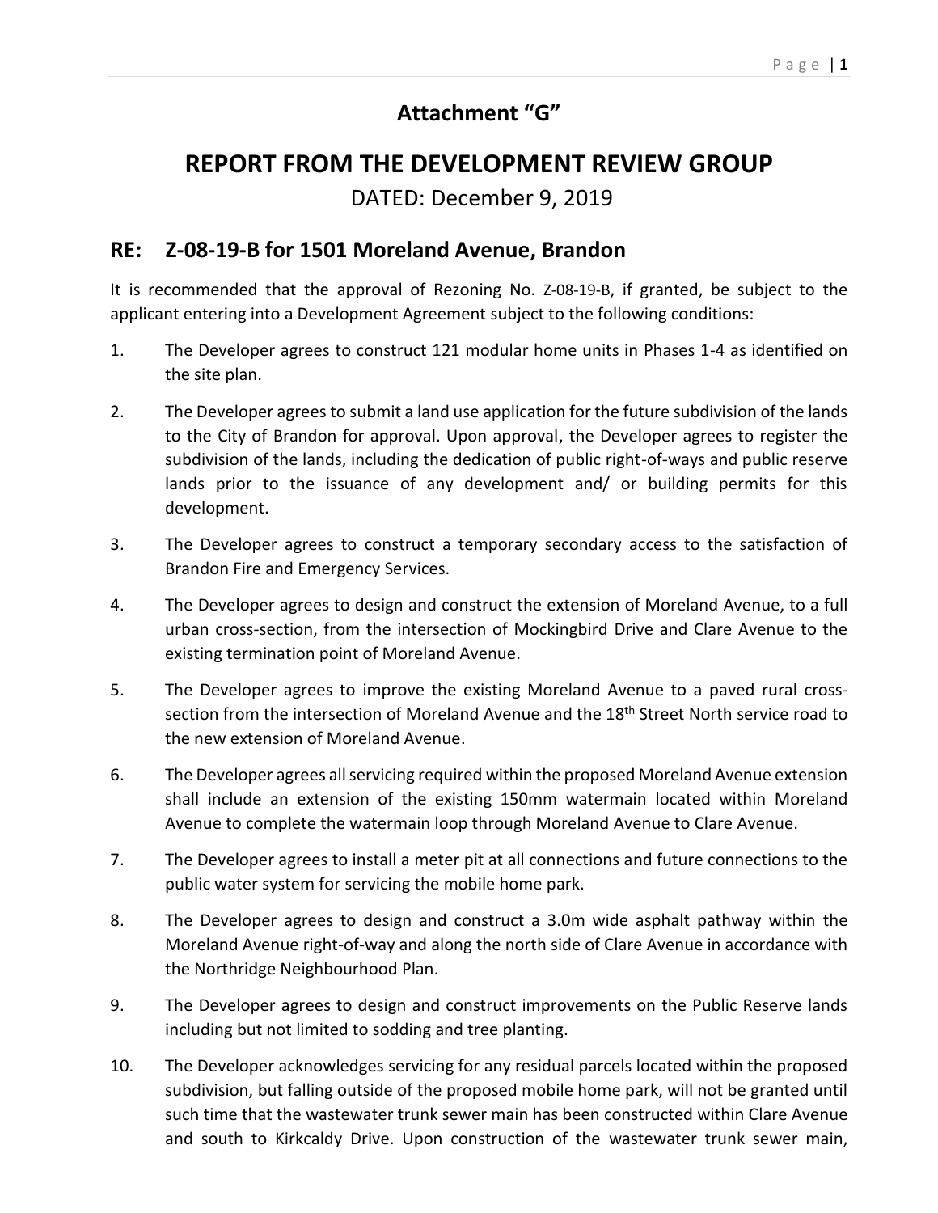# Attachment "G"

# REPORT FROM THE DEVELOPMENT REVIEW GROUP

DATED: December 9, 2019

## RE: Z-08-19-B for 1501 Moreland Avenue, Brandon

It is recommended that the approval of Rezoning No. Z-08-19-B, if granted, be subject to the applicant entering into a Development Agreement subject to the following conditions:

1. The Developer agrees to construct 121 modular home units in Phases 1-4 as identified on the site plan.
2. The Developer agrees to submit a land use application for the future subdivision of the lands to the City of Brandon for approval. Upon approval, the Developer agrees to register the subdivision of the lands, including the dedication of public right-of-ways and public reserve lands prior to the issuance of any development and/ or building permits for this development.
3. The Developer agrees to construct a temporary secondary access to the satisfaction of Brandon Fire and Emergency Services.
4. The Developer agrees to design and construct the extension of Moreland Avenue, to a full urban cross-section, from the intersection of Mockingbird Drive and Clare Avenue to the existing termination point of Moreland Avenue.
5. The Developer agrees to improve the existing Moreland Avenue to a paved rural cross-section from the intersection of Moreland Avenue and the 18th Street North service road to the new extension of Moreland Avenue.
6. The Developer agrees all servicing required within the proposed Moreland Avenue extension shall include an extension of the existing 150mm watermain located within Moreland Avenue to complete the watermain loop through Moreland Avenue to Clare Avenue.
7. The Developer agrees to install a meter pit at all connections and future connections to the public water system for servicing the mobile home park.
8. The Developer agrees to design and construct a 3.0m wide asphalt pathway within the Moreland Avenue right-of-way and along the north side of Clare Avenue in accordance with the Northridge Neighbourhood Plan.
9. The Developer agrees to design and construct improvements on the Public Reserve lands including but not limited to sodding and tree planting.
10. The Developer acknowledges servicing for any residual parcels located within the proposed subdivision, but falling outside of the proposed mobile home park, will not be granted until such time that the wastewater trunk sewer main has been constructed within Clare Avenue and south to Kirkcaldy Drive. Upon construction of the wastewater trunk sewer main,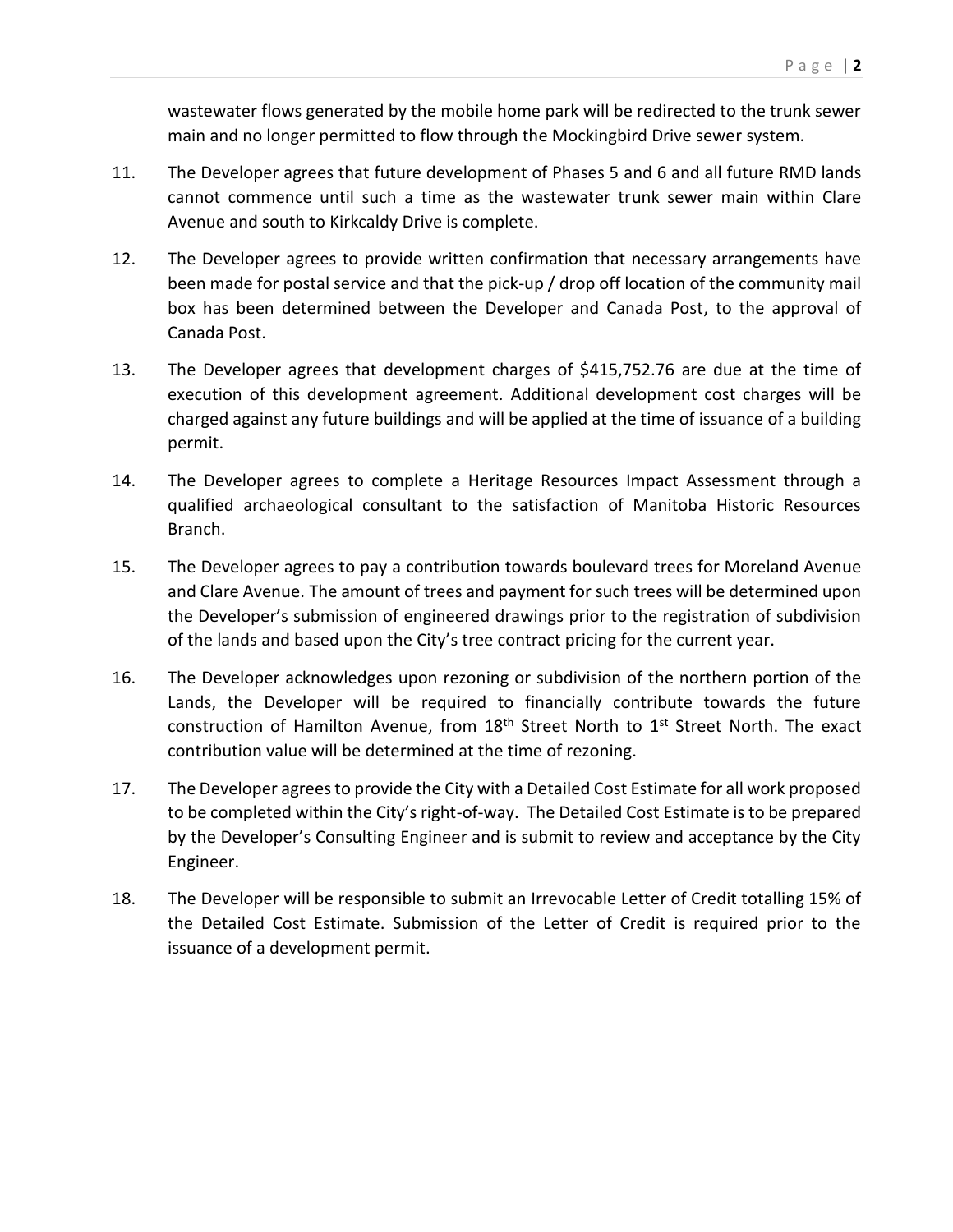wastewater flows generated by the mobile home park will be redirected to the trunk sewer main and no longer permitted to flow through the Mockingbird Drive sewer system.

11. The Developer agrees that future development of Phases 5 and 6 and all future RMD lands cannot commence until such a time as the wastewater trunk sewer main within Clare Avenue and south to Kirkcaldy Drive is complete.

12. The Developer agrees to provide written confirmation that necessary arrangements have been made for postal service and that the pick-up / drop off location of the community mail box has been determined between the Developer and Canada Post, to the approval of Canada Post.

13. The Developer agrees that development charges of $415,752.76 are due at the time of execution of this development agreement. Additional development cost charges will be charged against any future buildings and will be applied at the time of issuance of a building permit.

14. The Developer agrees to complete a Heritage Resources Impact Assessment through a qualified archaeological consultant to the satisfaction of Manitoba Historic Resources Branch.

15. The Developer agrees to pay a contribution towards boulevard trees for Moreland Avenue and Clare Avenue. The amount of trees and payment for such trees will be determined upon the Developer's submission of engineered drawings prior to the registration of subdivision of the lands and based upon the City's tree contract pricing for the current year.

16. The Developer acknowledges upon rezoning or subdivision of the northern portion of the Lands, the Developer will be required to financially contribute towards the future construction of Hamilton Avenue, from 18th Street North to 1st Street North. The exact contribution value will be determined at the time of rezoning.

17. The Developer agrees to provide the City with a Detailed Cost Estimate for all work proposed to be completed within the City's right-of-way. The Detailed Cost Estimate is to be prepared by the Developer's Consulting Engineer and is submit to review and acceptance by the City Engineer.

18. The Developer will be responsible to submit an Irrevocable Letter of Credit totalling 15% of the Detailed Cost Estimate. Submission of the Letter of Credit is required prior to the issuance of a development permit.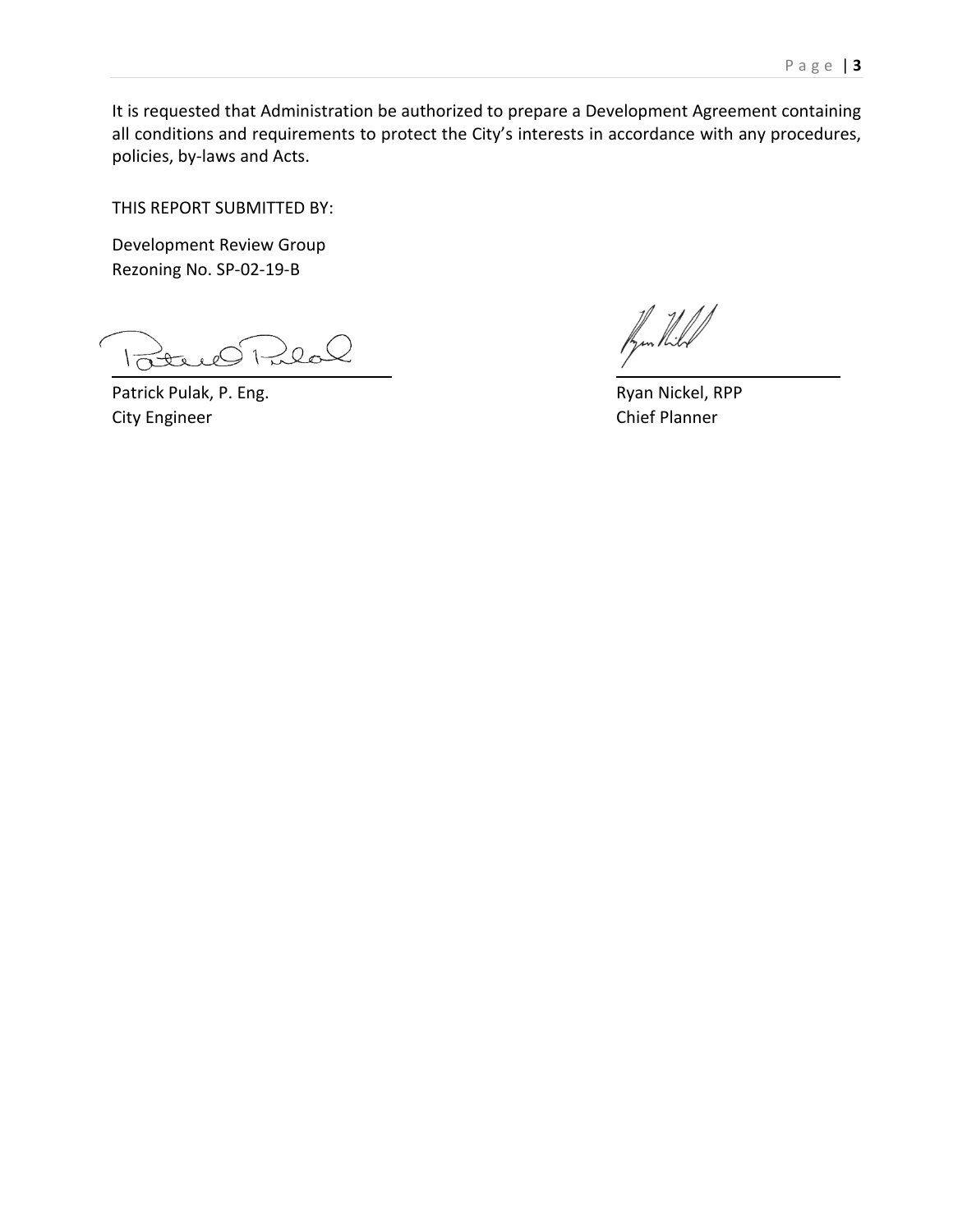It is requested that Administration be authorized to prepare a Development Agreement containing all conditions and requirements to protect the City's interests in accordance with any procedures, policies, by-laws and Acts.

THIS REPORT SUBMITTED BY:

Development Review Group
Rezoning No. SP-02-19-B

Patrick Pulak, P. Eng.
City Engineer

Ryan Nickel, RPP
Chief Planner